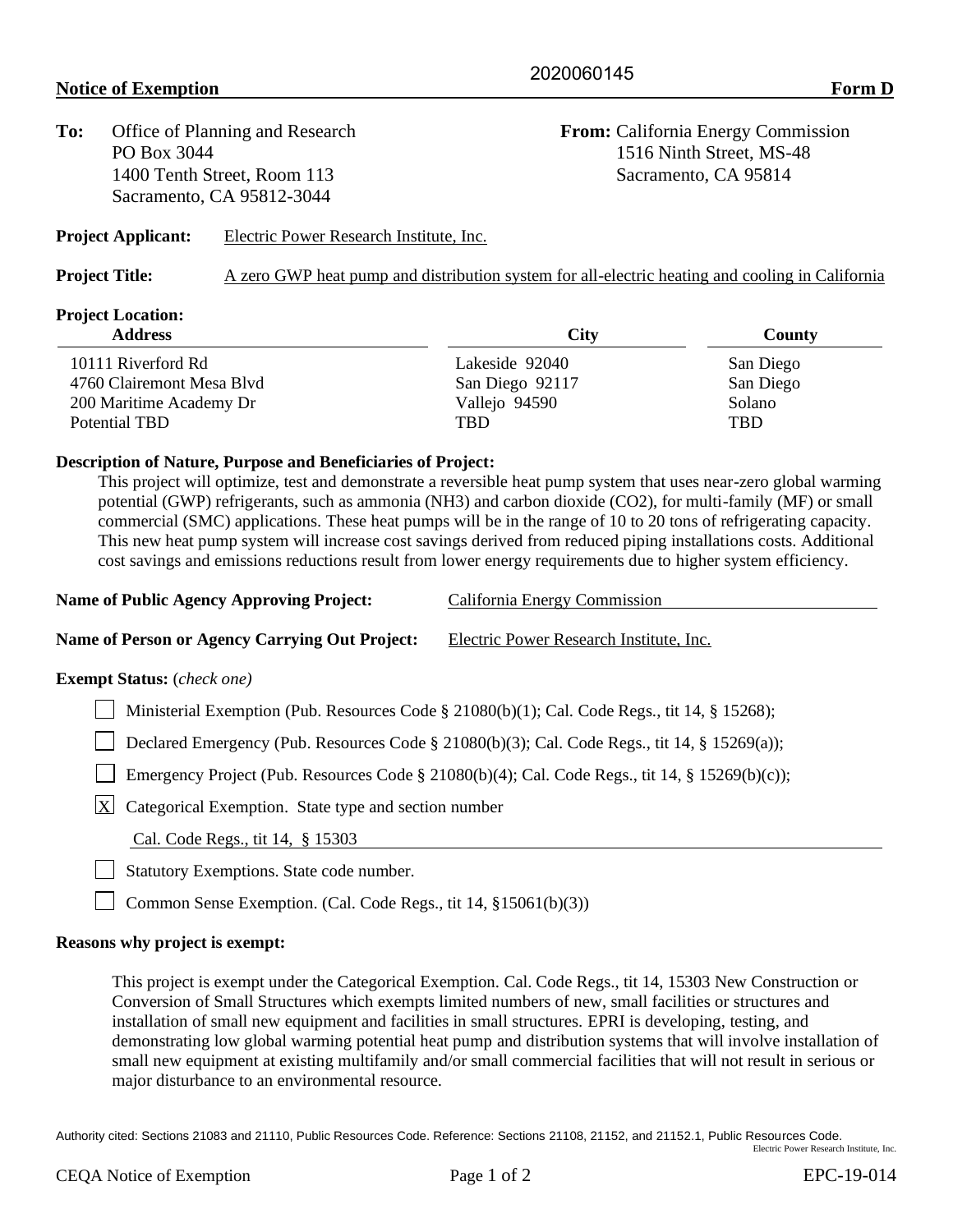2020060145

**Notice of Exemption** **Form D**

**To:** Office of Planning and Research
PO Box 3044
1400 Tenth Street, Room 113
Sacramento, CA 95812-3044

**From:** California Energy Commission
1516 Ninth Street, MS-48
Sacramento, CA 95814

**Project Applicant:** Electric Power Research Institute, Inc.

**Project Title:** A zero GWP heat pump and distribution system for all-electric heating and cooling in California

**Project Location:**

| Address | City | County |
|---|---|---|
| 10111 Riverford Rd | Lakeside 92040 | San Diego |
| 4760 Clairemont Mesa Blvd | San Diego 92117 | San Diego |
| 200 Maritime Academy Dr | Vallejo 94590 | Solano |
| Potential TBD | TBD | TBD |

**Description of Nature, Purpose and Beneficiaries of Project:**

This project will optimize, test and demonstrate a reversible heat pump system that uses near-zero global warming potential (GWP) refrigerants, such as ammonia ($NH_3$) and carbon dioxide ($CO_2$), for multi-family (MF) or small commercial (SMC) applications. These heat pumps will be in the range of 10 to 20 tons of refrigerating capacity. This new heat pump system will increase cost savings derived from reduced piping installations costs. Additional cost savings and emissions reductions result from lower energy requirements due to higher system efficiency.

**Name of Public Agency Approving Project:** California Energy Commission

**Name of Person or Agency Carrying Out Project:** Electric Power Research Institute, Inc.

**Exempt Status:** (*check one*)

- [ ] Ministerial Exemption (Pub. Resources Code § 21080(b)(1); Cal. Code Regs., tit 14, § 15268);
- [ ] Declared Emergency (Pub. Resources Code § 21080(b)(3); Cal. Code Regs., tit 14, § 15269(a));
- [ ] Emergency Project (Pub. Resources Code § 21080(b)(4); Cal. Code Regs., tit 14, § 15269(b)(c));
- [X] Categorical Exemption. State type and section number

  Cal. Code Regs., tit 14, § 15303
- [ ] Statutory Exemptions. State code number.
- [ ] Common Sense Exemption. (Cal. Code Regs., tit 14, §15061(b)(3))

**Reasons why project is exempt:**

This project is exempt under the Categorical Exemption. Cal. Code Regs., tit 14, 15303 New Construction or Conversion of Small Structures which exempts limited numbers of new, small facilities or structures and installation of small new equipment and facilities in small structures. EPRI is developing, testing, and demonstrating low global warming potential heat pump and distribution systems that will involve installation of small new equipment at existing multifamily and/or small commercial facilities that will not result in serious or major disturbance to an environmental resource.

Authority cited: Sections 21083 and 21110, Public Resources Code. Reference: Sections 21108, 21152, and 21152.1, Public Resources Code.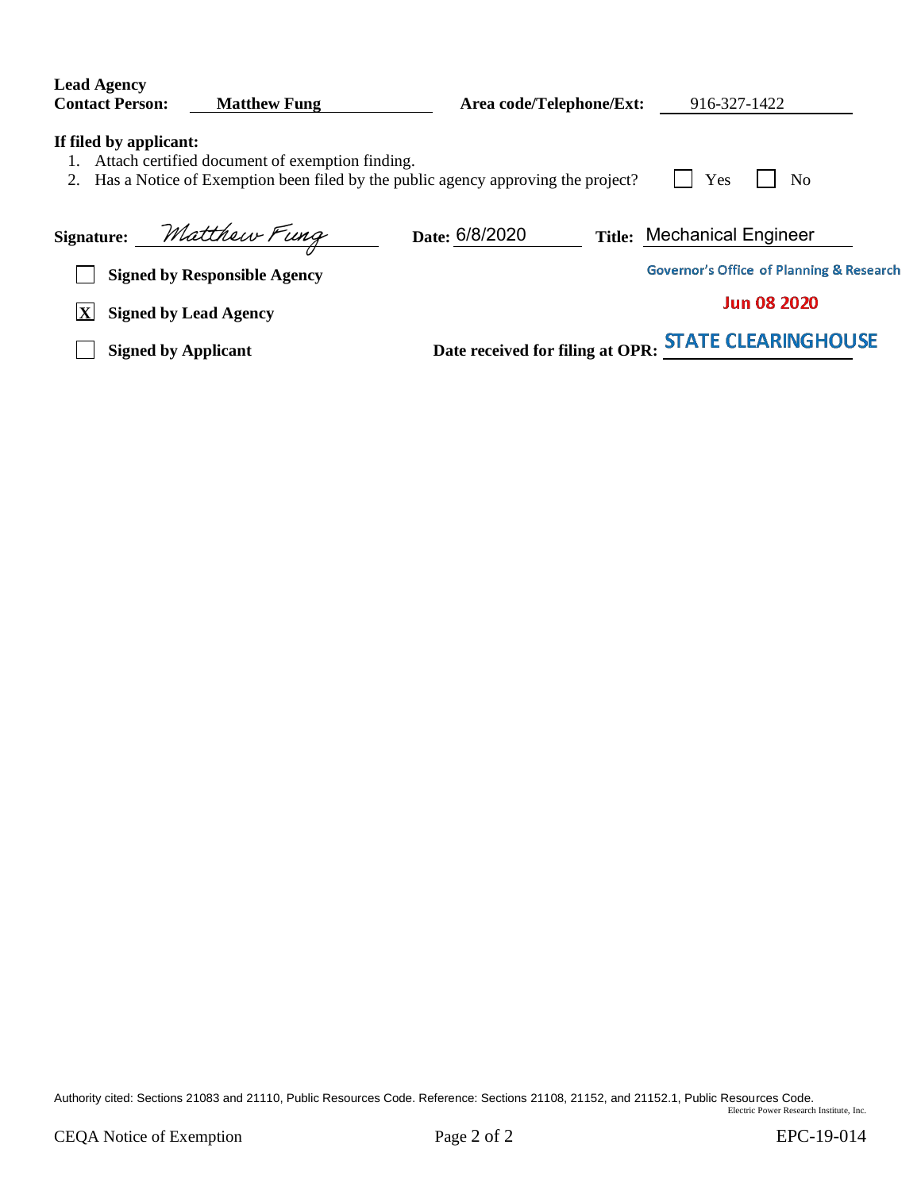**Lead Agency Contact Person:** **Matthew Fung** **Area code/Telephone/Ext:** 916-327-1422

**If filed by applicant:**

1. Attach certified document of exemption finding.
2. Has a Notice of Exemption been filed by the public agency approving the project? ☐ Yes ☐ No

**Signature:** *Matthew Fung* **Date:** 6/8/2020 **Title:** Mechanical Engineer

☐ **Signed by Responsible Agency**

☒ **Signed by Lead Agency**

☐ **Signed by Applicant**

Governor's Office of Planning & Research

Jun 08 2020

**Date received for filing at OPR:** STATE CLEARINGHOUSE

Authority cited: Sections 21083 and 21110, Public Resources Code. Reference: Sections 21108, 21152, and 21152.1, Public Resources Code.

Electric Power Research Institute, Inc.

CEQA Notice of Exemption EPC-19-014